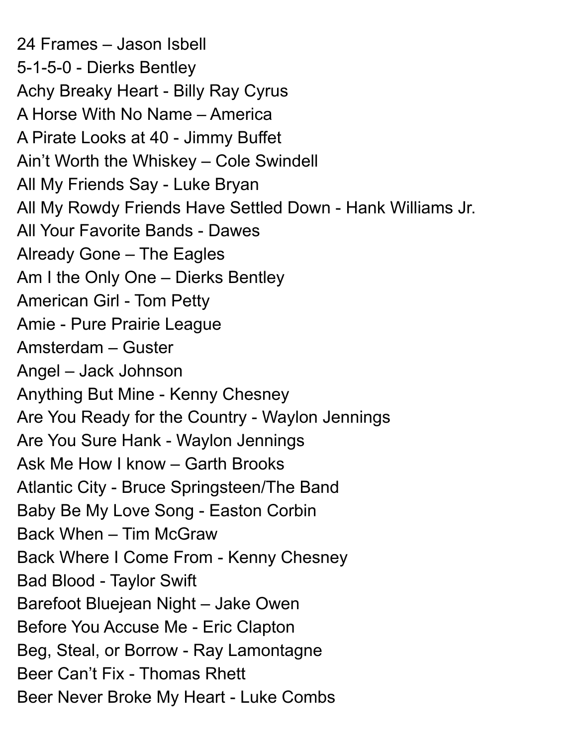24 Frames – Jason Isbell
5-1-5-0 - Dierks Bentley
Achy Breaky Heart - Billy Ray Cyrus
A Horse With No Name – America
A Pirate Looks at 40 - Jimmy Buffet
Ain't Worth the Whiskey – Cole Swindell
All My Friends Say - Luke Bryan
All My Rowdy Friends Have Settled Down - Hank Williams Jr.
All Your Favorite Bands - Dawes
Already Gone – The Eagles
Am I the Only One – Dierks Bentley
American Girl - Tom Petty
Amie - Pure Prairie League
Amsterdam – Guster
Angel – Jack Johnson
Anything But Mine - Kenny Chesney
Are You Ready for the Country - Waylon Jennings
Are You Sure Hank - Waylon Jennings
Ask Me How I know – Garth Brooks
Atlantic City - Bruce Springsteen/The Band
Baby Be My Love Song - Easton Corbin
Back When – Tim McGraw
Back Where I Come From - Kenny Chesney
Bad Blood - Taylor Swift
Barefoot Bluejean Night – Jake Owen
Before You Accuse Me - Eric Clapton
Beg, Steal, or Borrow - Ray Lamontagne
Beer Can't Fix - Thomas Rhett
Beer Never Broke My Heart - Luke Combs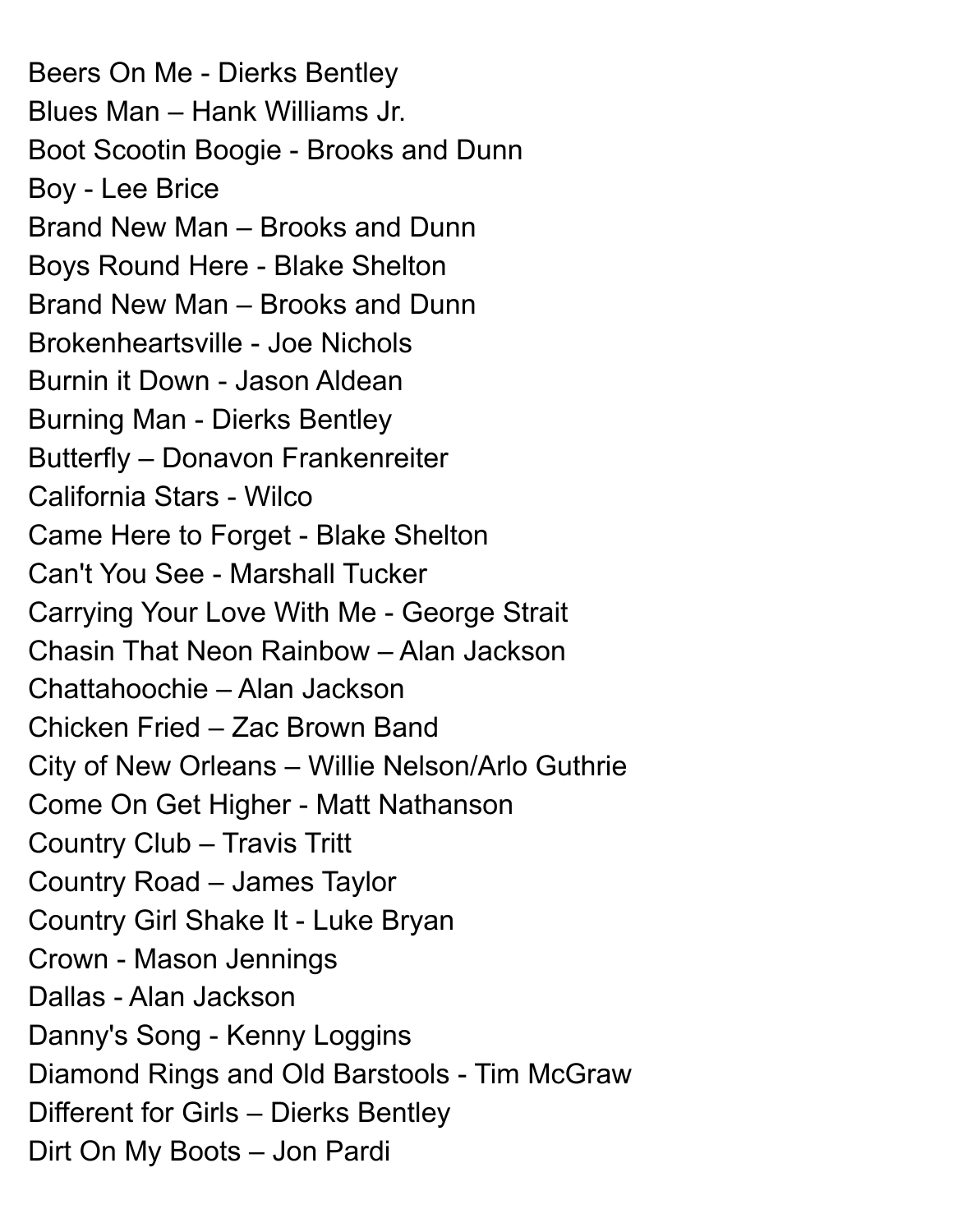Beers On Me - Dierks Bentley
Blues Man – Hank Williams Jr.
Boot Scootin Boogie - Brooks and Dunn
Boy - Lee Brice
Brand New Man – Brooks and Dunn
Boys Round Here - Blake Shelton
Brand New Man – Brooks and Dunn
Brokenheartsville - Joe Nichols
Burnin it Down - Jason Aldean
Burning Man - Dierks Bentley
Butterfly – Donavon Frankenreiter
California Stars - Wilco
Came Here to Forget - Blake Shelton
Can't You See - Marshall Tucker
Carrying Your Love With Me - George Strait
Chasin That Neon Rainbow – Alan Jackson
Chattahoochie – Alan Jackson
Chicken Fried – Zac Brown Band
City of New Orleans – Willie Nelson/Arlo Guthrie
Come On Get Higher - Matt Nathanson
Country Club – Travis Tritt
Country Road – James Taylor
Country Girl Shake It - Luke Bryan
Crown - Mason Jennings
Dallas - Alan Jackson
Danny's Song - Kenny Loggins
Diamond Rings and Old Barstools - Tim McGraw
Different for Girls – Dierks Bentley
Dirt On My Boots – Jon Pardi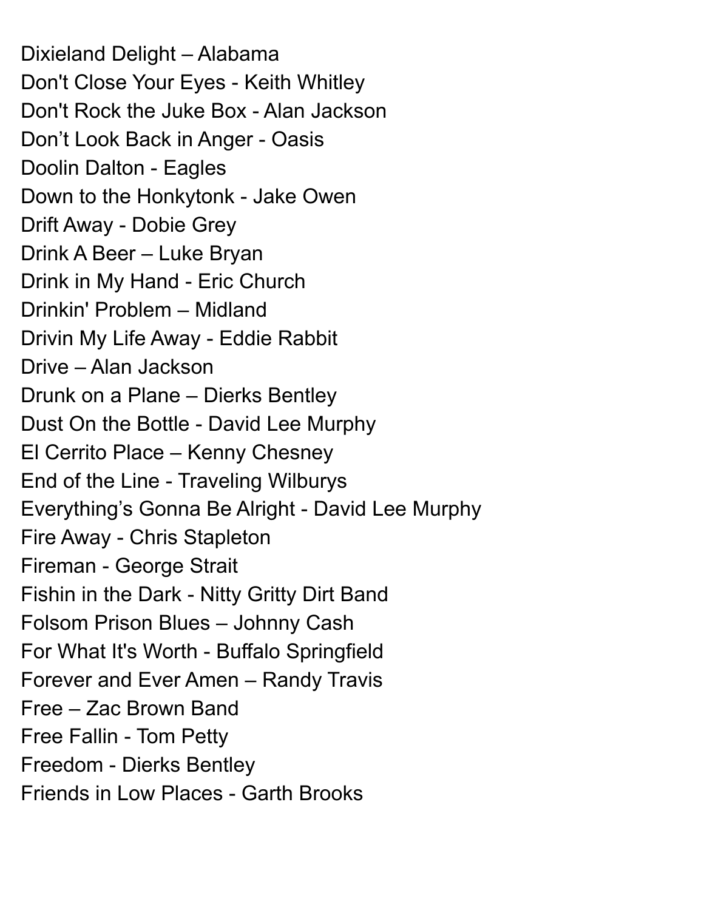Dixieland Delight – Alabama
Don't Close Your Eyes - Keith Whitley
Don't Rock the Juke Box - Alan Jackson
Don’t Look Back in Anger - Oasis
Doolin Dalton - Eagles
Down to the Honkytonk - Jake Owen
Drift Away - Dobie Grey
Drink A Beer – Luke Bryan
Drink in My Hand - Eric Church
Drinkin' Problem – Midland
Drivin My Life Away - Eddie Rabbit
Drive – Alan Jackson
Drunk on a Plane – Dierks Bentley
Dust On the Bottle - David Lee Murphy
El Cerrito Place – Kenny Chesney
End of the Line - Traveling Wilburys
Everything’s Gonna Be Alright - David Lee Murphy
Fire Away - Chris Stapleton
Fireman - George Strait
Fishin in the Dark - Nitty Gritty Dirt Band
Folsom Prison Blues – Johnny Cash
For What It's Worth - Buffalo Springfield
Forever and Ever Amen – Randy Travis
Free – Zac Brown Band
Free Fallin - Tom Petty
Freedom - Dierks Bentley
Friends in Low Places - Garth Brooks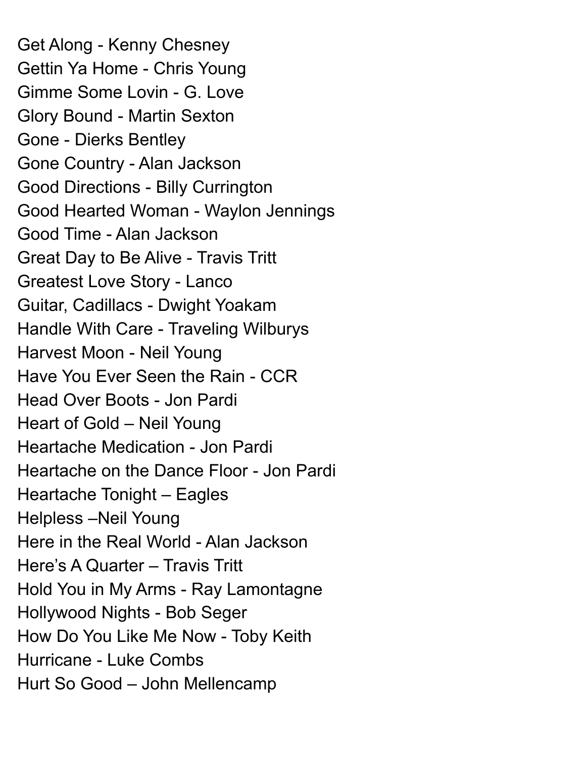Get Along - Kenny Chesney
Gettin Ya Home - Chris Young
Gimme Some Lovin - G. Love
Glory Bound - Martin Sexton
Gone - Dierks Bentley
Gone Country - Alan Jackson
Good Directions - Billy Currington
Good Hearted Woman - Waylon Jennings
Good Time - Alan Jackson
Great Day to Be Alive - Travis Tritt
Greatest Love Story - Lanco
Guitar, Cadillacs - Dwight Yoakam
Handle With Care - Traveling Wilburys
Harvest Moon - Neil Young
Have You Ever Seen the Rain - CCR
Head Over Boots - Jon Pardi
Heart of Gold – Neil Young
Heartache Medication - Jon Pardi
Heartache on the Dance Floor - Jon Pardi
Heartache Tonight – Eagles
Helpless –Neil Young
Here in the Real World - Alan Jackson
Here's A Quarter – Travis Tritt
Hold You in My Arms - Ray Lamontagne
Hollywood Nights - Bob Seger
How Do You Like Me Now - Toby Keith
Hurricane - Luke Combs
Hurt So Good – John Mellencamp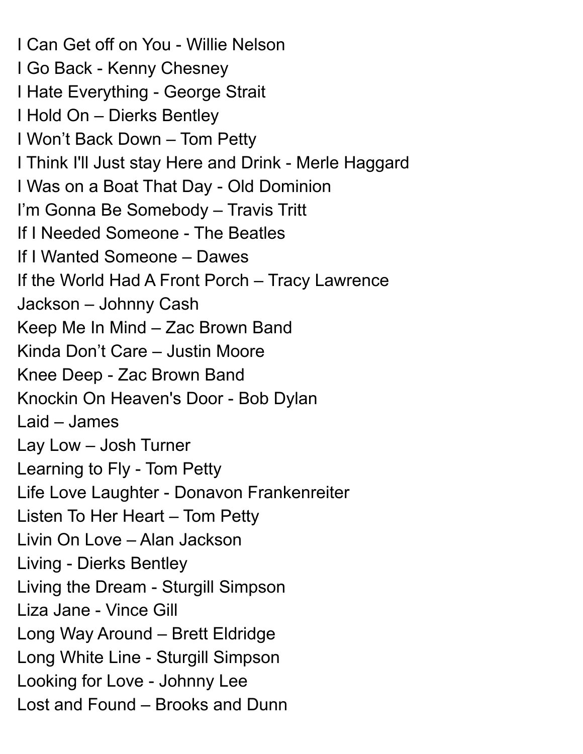I Can Get off on You - Willie Nelson
I Go Back - Kenny Chesney
I Hate Everything - George Strait
I Hold On – Dierks Bentley
I Won't Back Down – Tom Petty
I Think I'll Just stay Here and Drink - Merle Haggard
I Was on a Boat That Day - Old Dominion
I'm Gonna Be Somebody – Travis Tritt
If I Needed Someone - The Beatles
If I Wanted Someone – Dawes
If the World Had A Front Porch – Tracy Lawrence
Jackson – Johnny Cash
Keep Me In Mind – Zac Brown Band
Kinda Don't Care – Justin Moore
Knee Deep - Zac Brown Band
Knockin On Heaven's Door - Bob Dylan
Laid – James
Lay Low – Josh Turner
Learning to Fly - Tom Petty
Life Love Laughter - Donavon Frankenreiter
Listen To Her Heart – Tom Petty
Livin On Love – Alan Jackson
Living - Dierks Bentley
Living the Dream - Sturgill Simpson
Liza Jane - Vince Gill
Long Way Around – Brett Eldridge
Long White Line - Sturgill Simpson
Looking for Love - Johnny Lee
Lost and Found – Brooks and Dunn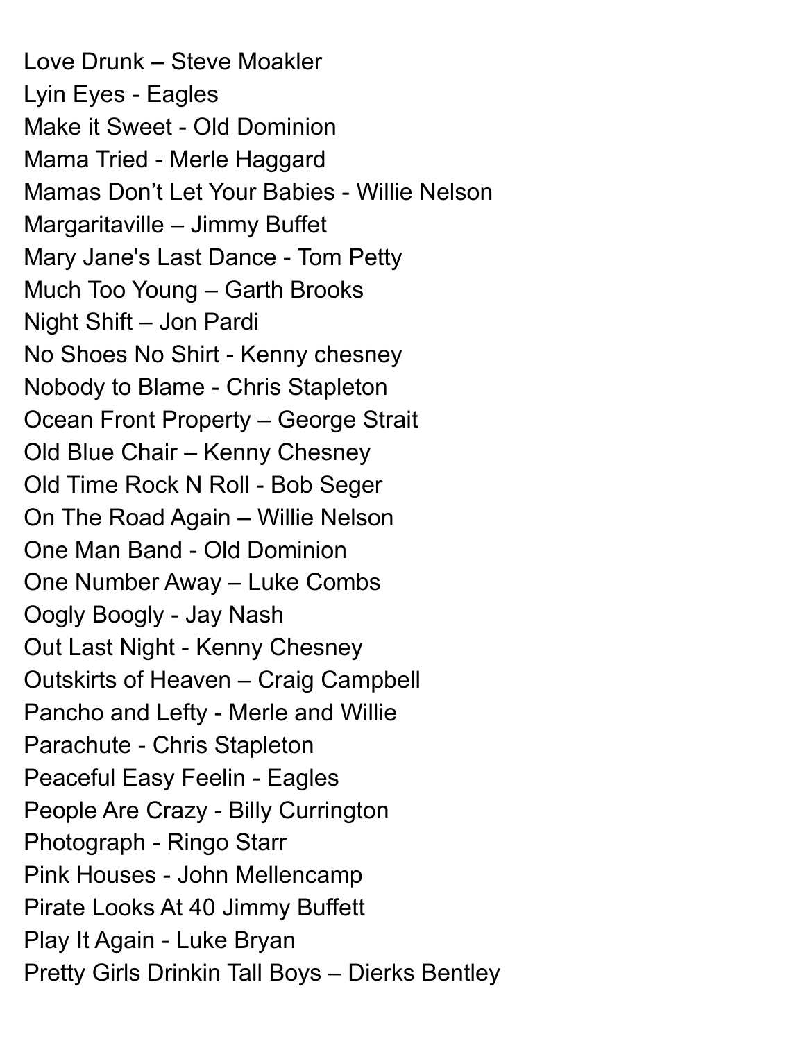Love Drunk – Steve Moakler
Lyin Eyes - Eagles
Make it Sweet - Old Dominion
Mama Tried - Merle Haggard
Mamas Don’t Let Your Babies - Willie Nelson
Margaritaville – Jimmy Buffet
Mary Jane's Last Dance - Tom Petty
Much Too Young – Garth Brooks
Night Shift – Jon Pardi
No Shoes No Shirt - Kenny chesney
Nobody to Blame - Chris Stapleton
Ocean Front Property – George Strait
Old Blue Chair – Kenny Chesney
Old Time Rock N Roll - Bob Seger
On The Road Again – Willie Nelson
One Man Band - Old Dominion
One Number Away – Luke Combs
Oogly Boogly - Jay Nash
Out Last Night - Kenny Chesney
Outskirts of Heaven – Craig Campbell
Pancho and Lefty - Merle and Willie
Parachute - Chris Stapleton
Peaceful Easy Feelin - Eagles
People Are Crazy - Billy Currington
Photograph - Ringo Starr
Pink Houses - John Mellencamp
Pirate Looks At 40 Jimmy Buffett
Play It Again - Luke Bryan
Pretty Girls Drinkin Tall Boys – Dierks Bentley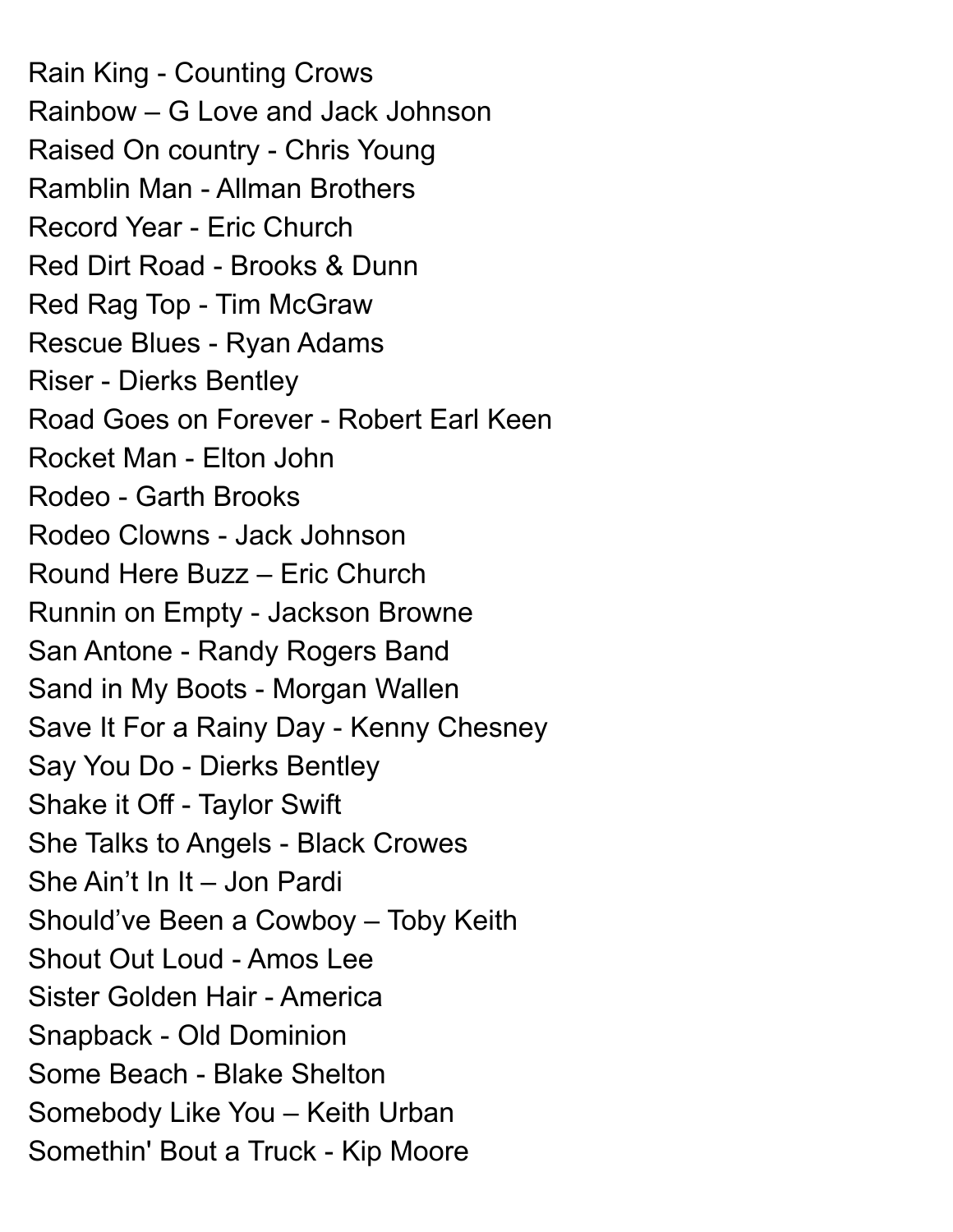Rain King - Counting Crows
Rainbow – G Love and Jack Johnson
Raised On country - Chris Young
Ramblin Man - Allman Brothers
Record Year - Eric Church
Red Dirt Road - Brooks & Dunn
Red Rag Top - Tim McGraw
Rescue Blues - Ryan Adams
Riser - Dierks Bentley
Road Goes on Forever - Robert Earl Keen
Rocket Man - Elton John
Rodeo - Garth Brooks
Rodeo Clowns - Jack Johnson
Round Here Buzz – Eric Church
Runnin on Empty - Jackson Browne
San Antone - Randy Rogers Band
Sand in My Boots - Morgan Wallen
Save It For a Rainy Day - Kenny Chesney
Say You Do - Dierks Bentley
Shake it Off - Taylor Swift
She Talks to Angels - Black Crowes
She Ain't In It – Jon Pardi
Should've Been a Cowboy – Toby Keith
Shout Out Loud - Amos Lee
Sister Golden Hair - America
Snapback - Old Dominion
Some Beach - Blake Shelton
Somebody Like You – Keith Urban
Somethin' Bout a Truck - Kip Moore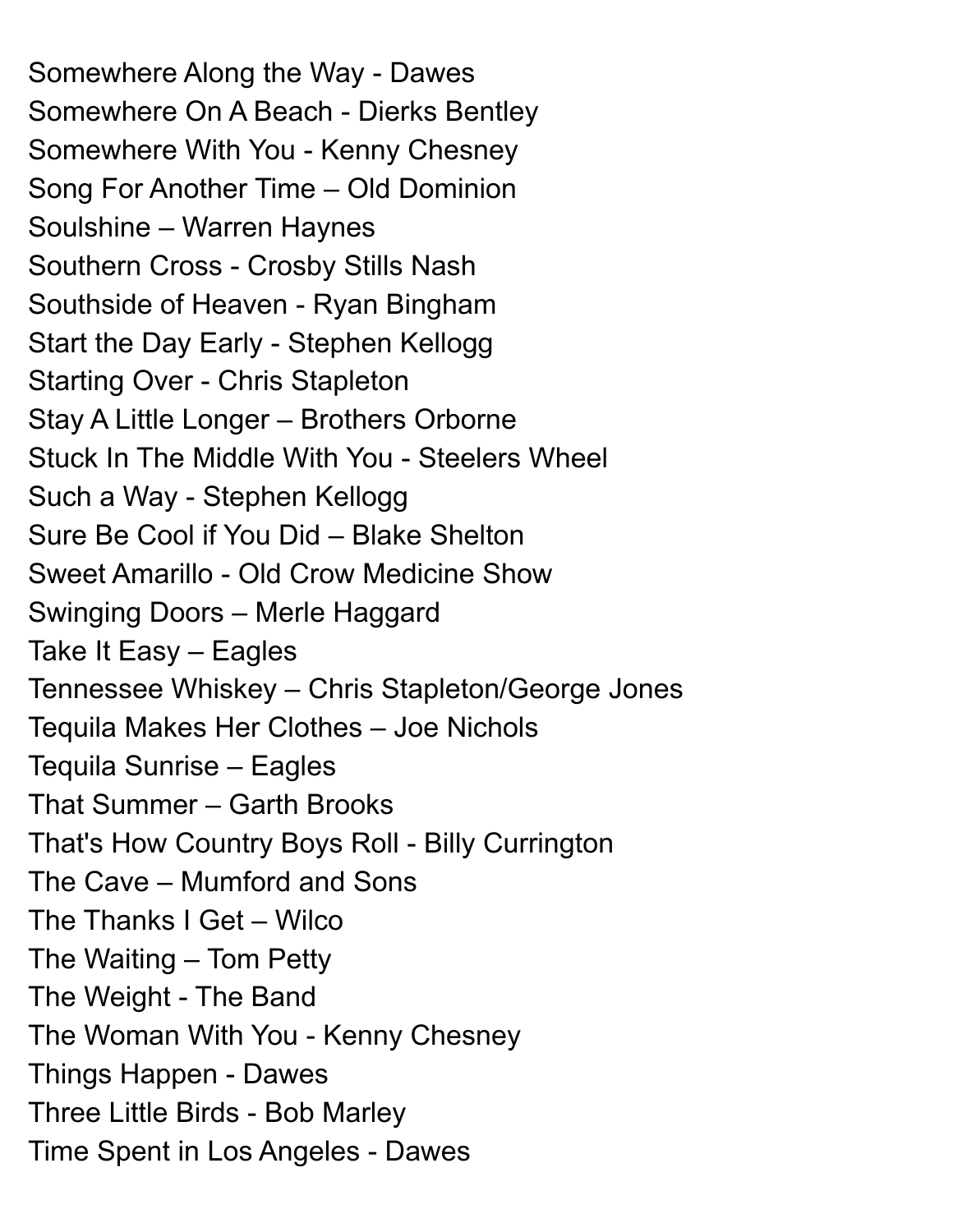Somewhere Along the Way - Dawes
Somewhere On A Beach - Dierks Bentley
Somewhere With You - Kenny Chesney
Song For Another Time – Old Dominion
Soulshine – Warren Haynes
Southern Cross - Crosby Stills Nash
Southside of Heaven - Ryan Bingham
Start the Day Early - Stephen Kellogg
Starting Over - Chris Stapleton
Stay A Little Longer – Brothers Orborne
Stuck In The Middle With You - Steelers Wheel
Such a Way - Stephen Kellogg
Sure Be Cool if You Did – Blake Shelton
Sweet Amarillo - Old Crow Medicine Show
Swinging Doors – Merle Haggard
Take It Easy – Eagles
Tennessee Whiskey – Chris Stapleton/George Jones
Tequila Makes Her Clothes – Joe Nichols
Tequila Sunrise – Eagles
That Summer – Garth Brooks
That's How Country Boys Roll - Billy Currington
The Cave – Mumford and Sons
The Thanks I Get – Wilco
The Waiting – Tom Petty
The Weight - The Band
The Woman With You - Kenny Chesney
Things Happen - Dawes
Three Little Birds - Bob Marley
Time Spent in Los Angeles - Dawes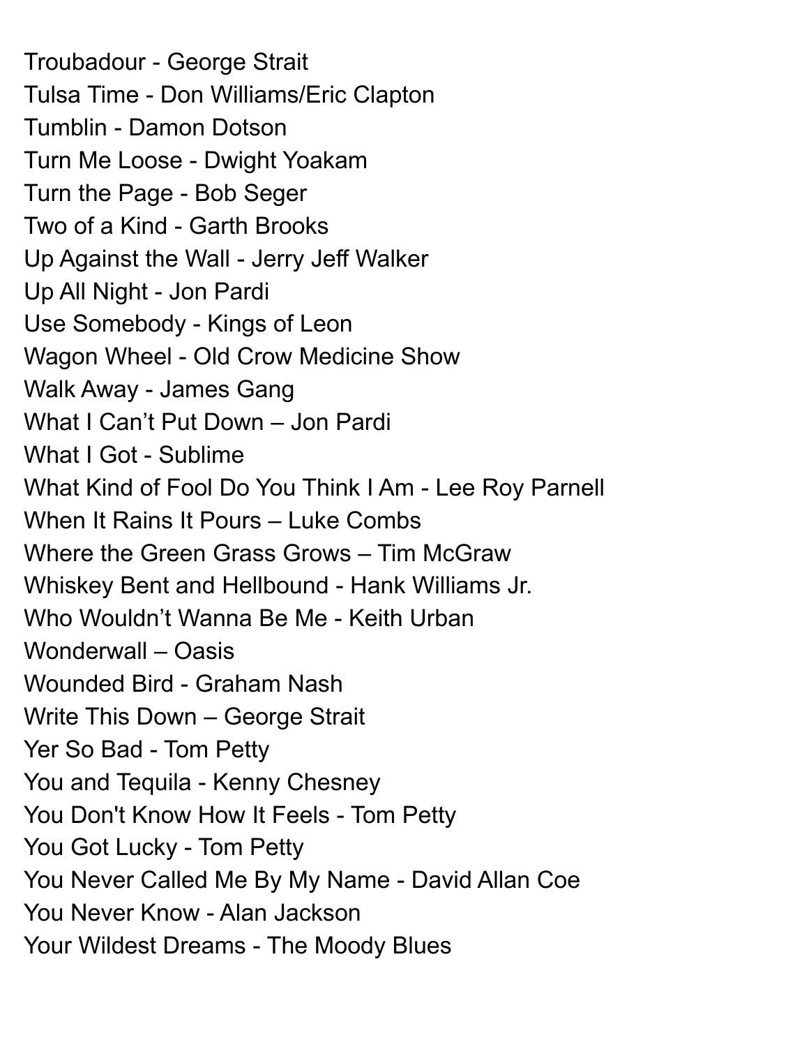Troubadour - George Strait
Tulsa Time - Don Williams/Eric Clapton
Tumblin - Damon Dotson
Turn Me Loose - Dwight Yoakam
Turn the Page - Bob Seger
Two of a Kind - Garth Brooks
Up Against the Wall - Jerry Jeff Walker
Up All Night - Jon Pardi
Use Somebody - Kings of Leon
Wagon Wheel - Old Crow Medicine Show
Walk Away - James Gang
What I Can't Put Down – Jon Pardi
What I Got - Sublime
What Kind of Fool Do You Think I Am - Lee Roy Parnell
When It Rains It Pours – Luke Combs
Where the Green Grass Grows – Tim McGraw
Whiskey Bent and Hellbound - Hank Williams Jr.
Who Wouldn't Wanna Be Me - Keith Urban
Wonderwall – Oasis
Wounded Bird - Graham Nash
Write This Down – George Strait
Yer So Bad - Tom Petty
You and Tequila - Kenny Chesney
You Don't Know How It Feels - Tom Petty
You Got Lucky - Tom Petty
You Never Called Me By My Name - David Allan Coe
You Never Know - Alan Jackson
Your Wildest Dreams - The Moody Blues